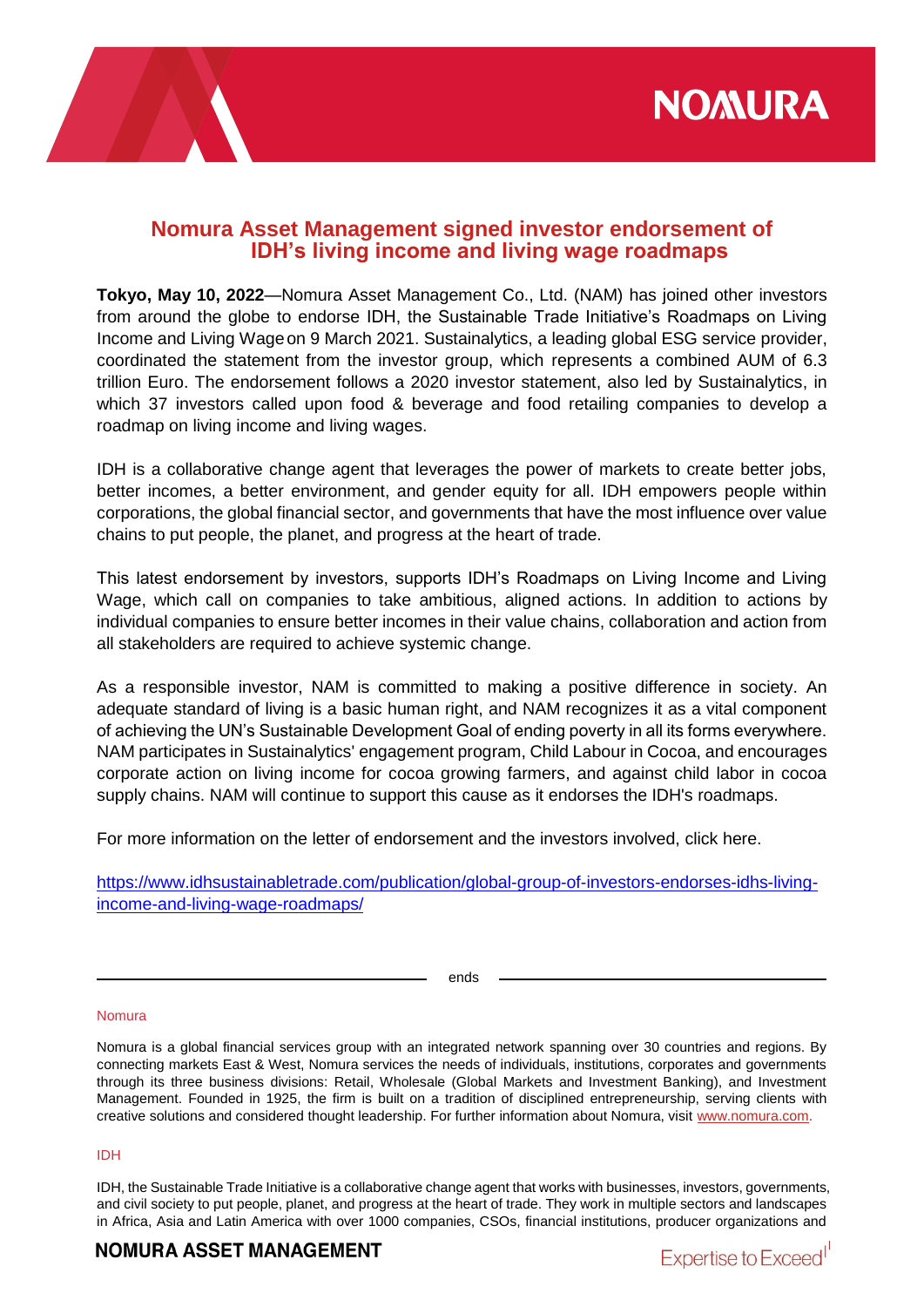# Nomura Asset Management signed investor endorsement of IDH's living income and living wage roadmaps

**Tokyo, May 10, 2022**—Nomura Asset Management Co., Ltd. (NAM) has joined other investors from around the globe to endorse IDH, the Sustainable Trade Initiative's Roadmaps on Living Income and Living Wage on 9 March 2021. Sustainalytics, a leading global ESG service provider, coordinated the statement from the investor group, which represents a combined AUM of 6.3 trillion Euro. The endorsement follows a 2020 investor statement, also led by Sustainalytics, in which 37 investors called upon food & beverage and food retailing companies to develop a roadmap on living income and living wages.

IDH is a collaborative change agent that leverages the power of markets to create better jobs, better incomes, a better environment, and gender equity for all. IDH empowers people within corporations, the global financial sector, and governments that have the most influence over value chains to put people, the planet, and progress at the heart of trade.

This latest endorsement by investors, supports IDH's Roadmaps on Living Income and Living Wage, which call on companies to take ambitious, aligned actions. In addition to actions by individual companies to ensure better incomes in their value chains, collaboration and action from all stakeholders are required to achieve systemic change.

As a responsible investor, NAM is committed to making a positive difference in society. An adequate standard of living is a basic human right, and NAM recognizes it as a vital component of achieving the UN's Sustainable Development Goal of ending poverty in all its forms everywhere. NAM participates in Sustainalytics' engagement program, Child Labour in Cocoa, and encourages corporate action on living income for cocoa growing farmers, and against child labor in cocoa supply chains. NAM will continue to support this cause as it endorses the IDH's roadmaps.

For more information on the letter of endorsement and the investors involved, click here.

https://www.idhsustainabletrade.com/publication/global-group-of-investors-endorses-idhs-living-income-and-living-wage-roadmaps/

ends

Nomura

Nomura is a global financial services group with an integrated network spanning over 30 countries and regions. By connecting markets East & West, Nomura services the needs of individuals, institutions, corporates and governments through its three business divisions: Retail, Wholesale (Global Markets and Investment Banking), and Investment Management. Founded in 1925, the firm is built on a tradition of disciplined entrepreneurship, serving clients with creative solutions and considered thought leadership. For further information about Nomura, visit www.nomura.com.

IDH

IDH, the Sustainable Trade Initiative is a collaborative change agent that works with businesses, investors, governments, and civil society to put people, planet, and progress at the heart of trade. They work in multiple sectors and landscapes in Africa, Asia and Latin America with over 1000 companies, CSOs, financial institutions, producer organizations and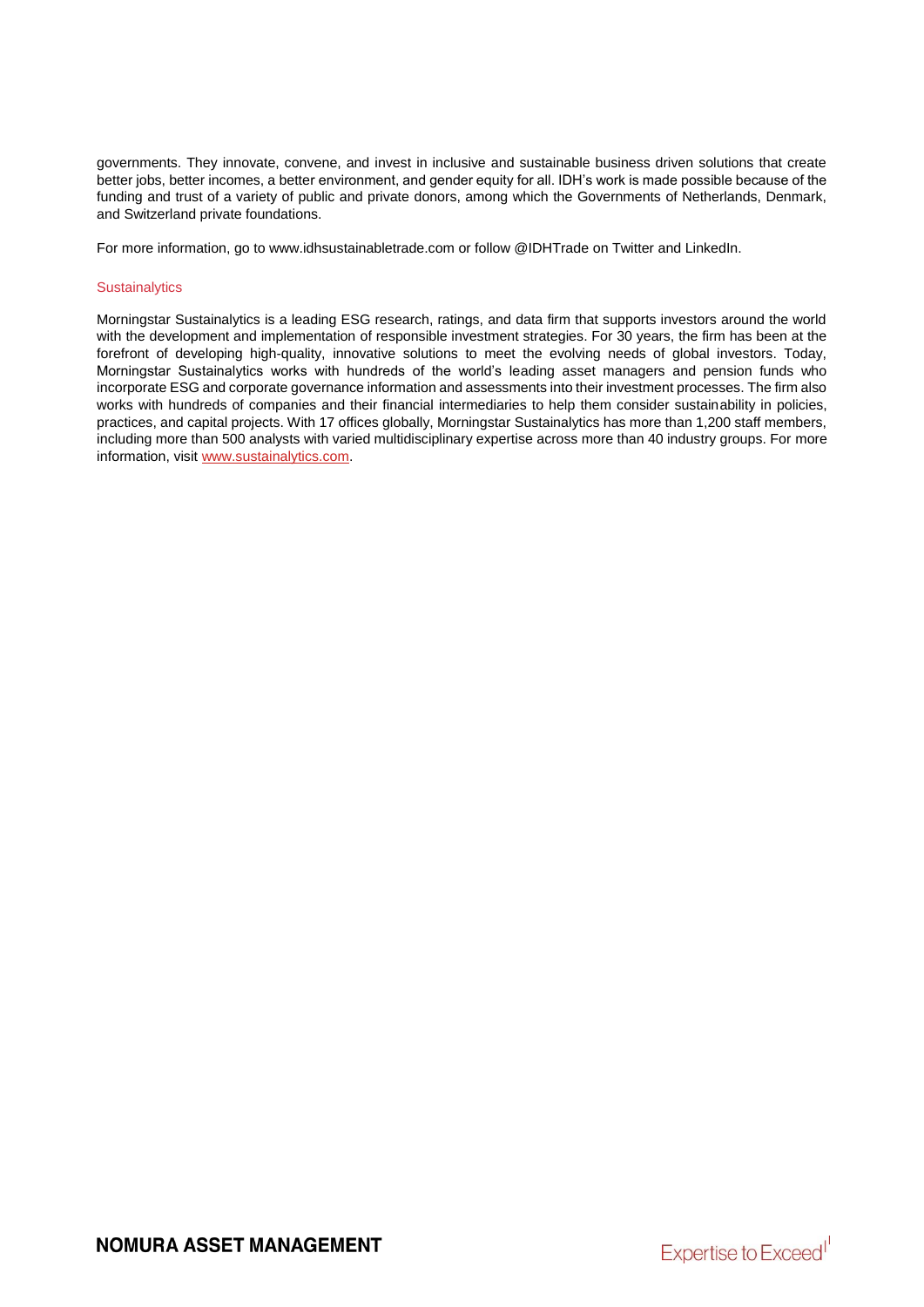governments. They innovate, convene, and invest in inclusive and sustainable business driven solutions that create better jobs, better incomes, a better environment, and gender equity for all. IDH's work is made possible because of the funding and trust of a variety of public and private donors, among which the Governments of Netherlands, Denmark, and Switzerland private foundations.

For more information, go to www.idhsustainabletrade.com or follow @IDHTrade on Twitter and LinkedIn.

### Sustainalytics

Morningstar Sustainalytics is a leading ESG research, ratings, and data firm that supports investors around the world with the development and implementation of responsible investment strategies. For 30 years, the firm has been at the forefront of developing high-quality, innovative solutions to meet the evolving needs of global investors. Today, Morningstar Sustainalytics works with hundreds of the world's leading asset managers and pension funds who incorporate ESG and corporate governance information and assessments into their investment processes. The firm also works with hundreds of companies and their financial intermediaries to help them consider sustainability in policies, practices, and capital projects. With 17 offices globally, Morningstar Sustainalytics has more than 1,200 staff members, including more than 500 analysts with varied multidisciplinary expertise across more than 40 industry groups. For more information, visit [www.sustainalytics.com](www.sustainalytics.com).